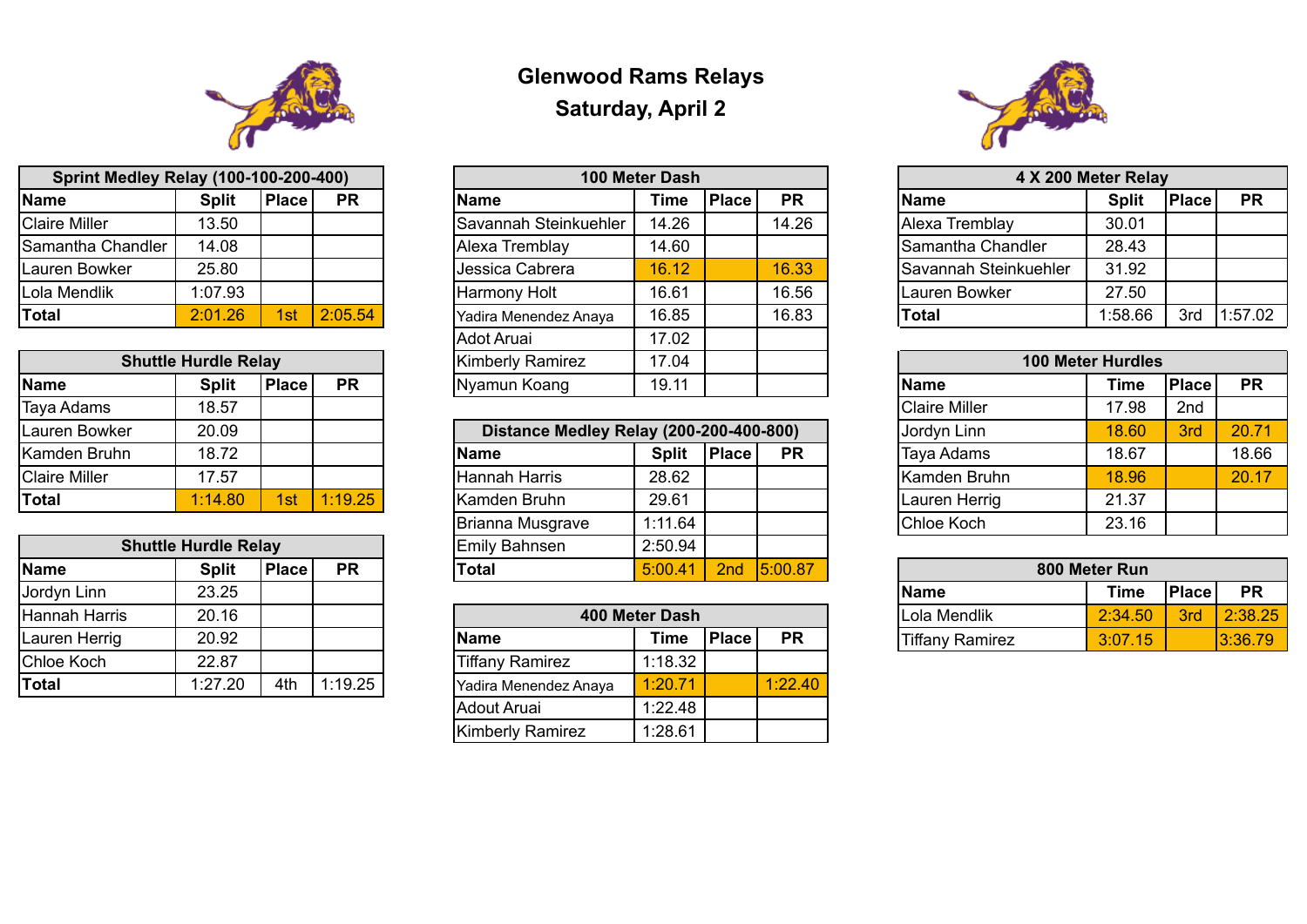# Glenwood Rams Relays

## Saturday, April 2

| Sprint Medley Relay (100-100-200-400) | | | |
|---|---|---|---|
| **Name** | **Split** | **Place** | **PR** |
| Claire Miller | 13.50 | | |
| Samantha Chandler | 14.08 | | |
| Lauren Bowker | 25.80 | | |
| Lola Mendlik | 1:07.93 | | |
| **Total** | 2:01.26 | 1st | 2:05.54 |

| Shuttle Hurdle Relay | | | |
|---|---|---|---|
| **Name** | **Split** | **Place** | **PR** |
| Taya Adams | 18.57 | | |
| Lauren Bowker | 20.09 | | |
| Kamden Bruhn | 18.72 | | |
| Claire Miller | 17.57 | | |
| **Total** | 1:14.80 | 1st | 1:19.25 |

| Shuttle Hurdle Relay | | | |
|---|---|---|---|
| **Name** | **Split** | **Place** | **PR** |
| Jordyn Linn | 23.25 | | |
| Hannah Harris | 20.16 | | |
| Lauren Herrig | 20.92 | | |
| Chloe Koch | 22.87 | | |
| **Total** | 1:27.20 | 4th | 1:19.25 |

| 100 Meter Dash | | | |
|---|---|---|---|
| **Name** | **Time** | **Place** | **PR** |
| Savannah Steinkuehler | 14.26 | | 14.26 |
| Alexa Tremblay | 14.60 | | |
| Jessica Cabrera | 16.12 | | 16.33 |
| Harmony Holt | 16.61 | | 16.56 |
| Yadira Menendez Anaya | 16.85 | | 16.83 |
| Adot Aruai | 17.02 | | |
| Kimberly Ramirez | 17.04 | | |
| Nyamun Koang | 19.11 | | |

| Distance Medley Relay (200-200-400-800) | | | |
|---|---|---|---|
| **Name** | **Split** | **Place** | **PR** |
| Hannah Harris | 28.62 | | |
| Kamden Bruhn | 29.61 | | |
| Brianna Musgrave | 1:11.64 | | |
| Emily Bahnsen | 2:50.94 | | |
| **Total** | 5:00.41 | 2nd | 5:00.87 |

| 400 Meter Dash | | | |
|---|---|---|---|
| **Name** | **Time** | **Place** | **PR** |
| Tiffany Ramirez | 1:18.32 | | |
| Yadira Menendez Anaya | 1:20.71 | | 1:22.40 |
| Adout Aruai | 1:22.48 | | |
| Kimberly Ramirez | 1:28.61 | | |

| 4 X 200 Meter Relay | | | |
|---|---|---|---|
| **Name** | **Split** | **Place** | **PR** |
| Alexa Tremblay | 30.01 | | |
| Samantha Chandler | 28.43 | | |
| Savannah Steinkuehler | 31.92 | | |
| Lauren Bowker | 27.50 | | |
| **Total** | 1:58.66 | 3rd | 1:57.02 |

| 100 Meter Hurdles | | | |
|---|---|---|---|
| **Name** | **Time** | **Place** | **PR** |
| Claire Miller | 17.98 | 2nd | |
| Jordyn Linn | 18.60 | 3rd | 20.71 |
| Taya Adams | 18.67 | | 18.66 |
| Kamden Bruhn | 18.96 | | 20.17 |
| Lauren Herrig | 21.37 | | |
| Chloe Koch | 23.16 | | |

| 800 Meter Run | | | |
|---|---|---|---|
| **Name** | **Time** | **Place** | **PR** |
| Lola Mendlik | 2:34.50 | 3rd | 2:38.25 |
| Tiffany Ramirez | 3:07.15 | | 3:36.79 |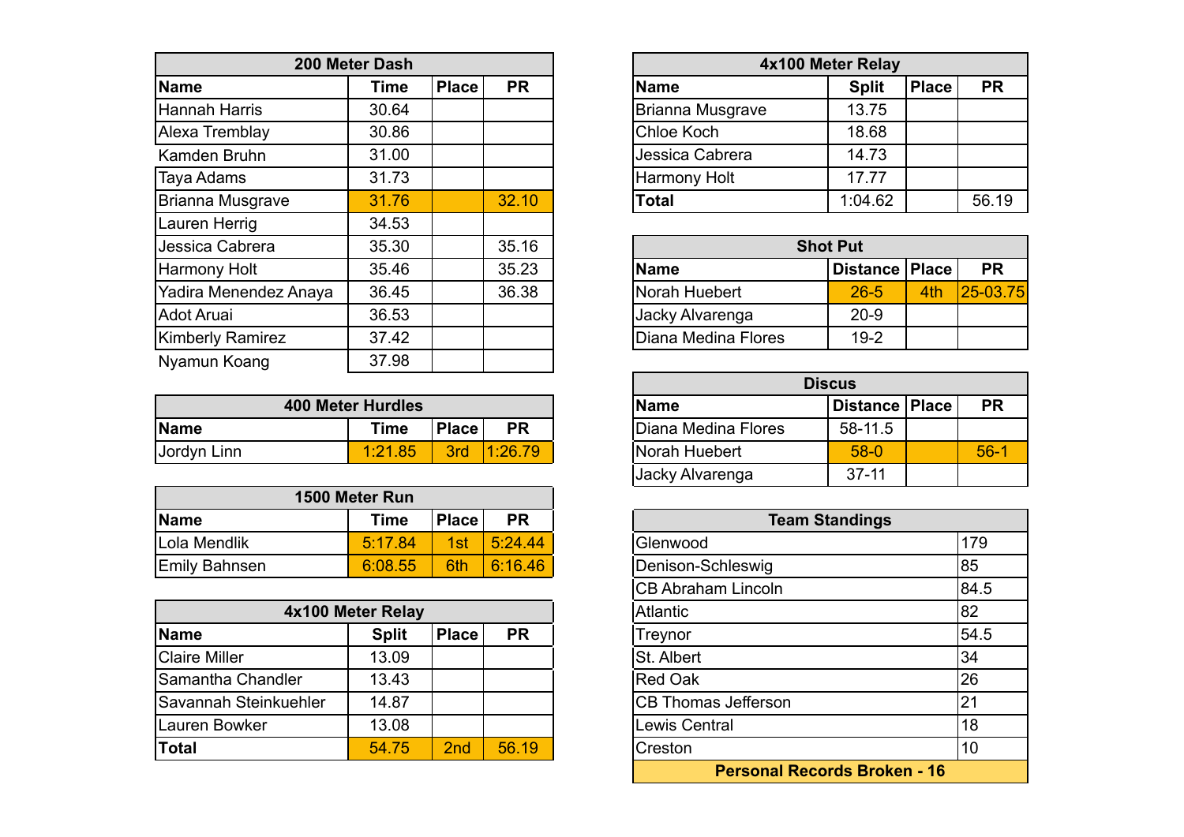| 200 Meter Dash | | | |
|---|---|---|---|
| Name | Time | Place | PR |
| Hannah Harris | 30.64 | | |
| Alexa Tremblay | 30.86 | | |
| Kamden Bruhn | 31.00 | | |
| Taya Adams | 31.73 | | |
| Brianna Musgrave | 31.76 | | 32.10 |
| Lauren Herrig | 34.53 | | |
| Jessica Cabrera | 35.30 | | 35.16 |
| Harmony Holt | 35.46 | | 35.23 |
| Yadira Menendez Anaya | 36.45 | | 36.38 |
| Adot Aruai | 36.53 | | |
| Kimberly Ramirez | 37.42 | | |
| Nyamun Koang | 37.98 | | |

| 400 Meter Hurdles | | | |
|---|---|---|---|
| Name | Time | Place | PR |
| Jordyn Linn | 1:21.85 | 3rd | 1:26.79 |

| 1500 Meter Run | | | |
|---|---|---|---|
| Name | Time | Place | PR |
| Lola Mendlik | 5:17.84 | 1st | 5:24.44 |
| Emily Bahnsen | 6:08.55 | 6th | 6:16.46 |

| 4x100 Meter Relay | | | |
|---|---|---|---|
| Name | Split | Place | PR |
| Claire Miller | 13.09 | | |
| Samantha Chandler | 13.43 | | |
| Savannah Steinkuehler | 14.87 | | |
| Lauren Bowker | 13.08 | | |
| **Total** | 54.75 | 2nd | 56.19 |

| 4x100 Meter Relay | | | |
|---|---|---|---|
| Name | Split | Place | PR |
| Brianna Musgrave | 13.75 | | |
| Chloe Koch | 18.68 | | |
| Jessica Cabrera | 14.73 | | |
| Harmony Holt | 17.77 | | |
| **Total** | 1:04.62 | | 56.19 |

| Shot Put | | | |
|---|---|---|---|
| Name | Distance | Place | PR |
| Norah Huebert | 26-5 | 4th | 25-03.75 |
| Jacky Alvarenga | 20-9 | | |
| Diana Medina Flores | 19-2 | | |

| Discus | | | |
|---|---|---|---|
| Name | Distance | Place | PR |
| Diana Medina Flores | 58-11.5 | | |
| Norah Huebert | 58-0 | | 56-1 |
| Jacky Alvarenga | 37-11 | | |

| Team Standings | |
|---|---|
| Glenwood | 179 |
| Denison-Schleswig | 85 |
| CB Abraham Lincoln | 84.5 |
| Atlantic | 82 |
| Treynor | 54.5 |
| St. Albert | 34 |
| Red Oak | 26 |
| CB Thomas Jefferson | 21 |
| Lewis Central | 18 |
| Creston | 10 |
| **Personal Records Broken - 16** | |